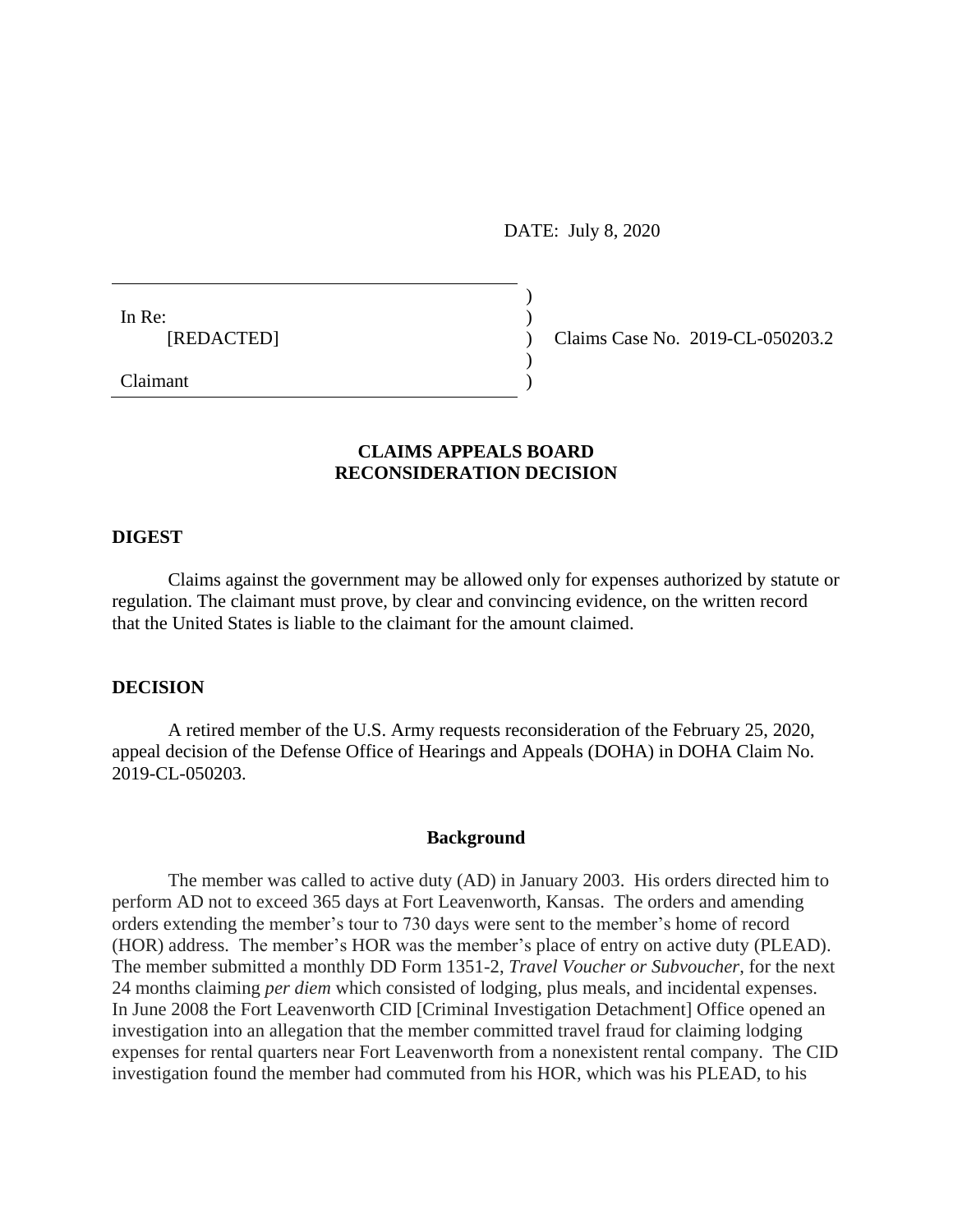DATE: July 8, 2020

In Re:
[REDACTED]

Claimant

Claims Case No. 2019-CL-050203.2

## CLAIMS APPEALS BOARD
## RECONSIDERATION DECISION

### DIGEST

Claims against the government may be allowed only for expenses authorized by statute or regulation. The claimant must prove, by clear and convincing evidence, on the written record that the United States is liable to the claimant for the amount claimed.

### DECISION

A retired member of the U.S. Army requests reconsideration of the February 25, 2020, appeal decision of the Defense Office of Hearings and Appeals (DOHA) in DOHA Claim No. 2019-CL-050203.

#### Background

The member was called to active duty (AD) in January 2003. His orders directed him to perform AD not to exceed 365 days at Fort Leavenworth, Kansas. The orders and amending orders extending the member's tour to 730 days were sent to the member's home of record (HOR) address. The member's HOR was the member's place of entry on active duty (PLEAD). The member submitted a monthly DD Form 1351-2, *Travel Voucher or Subvoucher*, for the next 24 months claiming *per diem* which consisted of lodging, plus meals, and incidental expenses. In June 2008 the Fort Leavenworth CID [Criminal Investigation Detachment] Office opened an investigation into an allegation that the member committed travel fraud for claiming lodging expenses for rental quarters near Fort Leavenworth from a nonexistent rental company. The CID investigation found the member had commuted from his HOR, which was his PLEAD, to his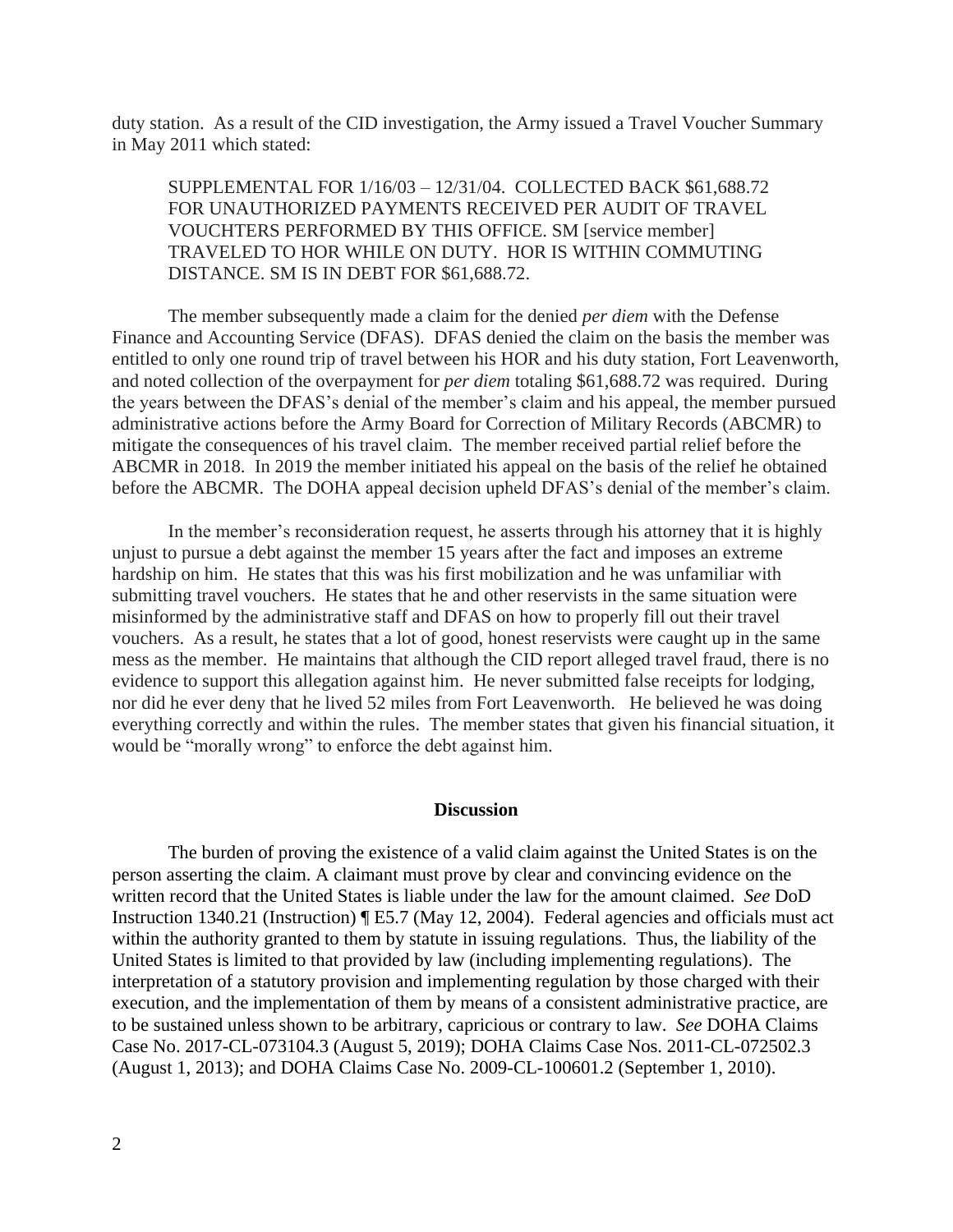duty station. As a result of the CID investigation, the Army issued a Travel Voucher Summary in May 2011 which stated:

> SUPPLEMENTAL FOR 1/16/03 – 12/31/04. COLLECTED BACK $61,688.72 FOR UNAUTHORIZED PAYMENTS RECEIVED PER AUDIT OF TRAVEL VOUCHTERS PERFORMED BY THIS OFFICE. SM [service member] TRAVELED TO HOR WHILE ON DUTY. HOR IS WITHIN COMMUTING DISTANCE. SM IS IN DEBT FOR $61,688.72.

The member subsequently made a claim for the denied *per diem* with the Defense Finance and Accounting Service (DFAS). DFAS denied the claim on the basis the member was entitled to only one round trip of travel between his HOR and his duty station, Fort Leavenworth, and noted collection of the overpayment for *per diem* totaling $61,688.72 was required. During the years between the DFAS's denial of the member's claim and his appeal, the member pursued administrative actions before the Army Board for Correction of Military Records (ABCMR) to mitigate the consequences of his travel claim. The member received partial relief before the ABCMR in 2018. In 2019 the member initiated his appeal on the basis of the relief he obtained before the ABCMR. The DOHA appeal decision upheld DFAS's denial of the member's claim.

In the member's reconsideration request, he asserts through his attorney that it is highly unjust to pursue a debt against the member 15 years after the fact and imposes an extreme hardship on him. He states that this was his first mobilization and he was unfamiliar with submitting travel vouchers. He states that he and other reservists in the same situation were misinformed by the administrative staff and DFAS on how to properly fill out their travel vouchers. As a result, he states that a lot of good, honest reservists were caught up in the same mess as the member. He maintains that although the CID report alleged travel fraud, there is no evidence to support this allegation against him. He never submitted false receipts for lodging, nor did he ever deny that he lived 52 miles from Fort Leavenworth. He believed he was doing everything correctly and within the rules. The member states that given his financial situation, it would be "morally wrong" to enforce the debt against him.

## Discussion

The burden of proving the existence of a valid claim against the United States is on the person asserting the claim. A claimant must prove by clear and convincing evidence on the written record that the United States is liable under the law for the amount claimed. *See* DoD Instruction 1340.21 (Instruction) ¶ E5.7 (May 12, 2004). Federal agencies and officials must act within the authority granted to them by statute in issuing regulations. Thus, the liability of the United States is limited to that provided by law (including implementing regulations). The interpretation of a statutory provision and implementing regulation by those charged with their execution, and the implementation of them by means of a consistent administrative practice, are to be sustained unless shown to be arbitrary, capricious or contrary to law. *See* DOHA Claims Case No. 2017-CL-073104.3 (August 5, 2019); DOHA Claims Case Nos. 2011-CL-072502.3 (August 1, 2013); and DOHA Claims Case No. 2009-CL-100601.2 (September 1, 2010).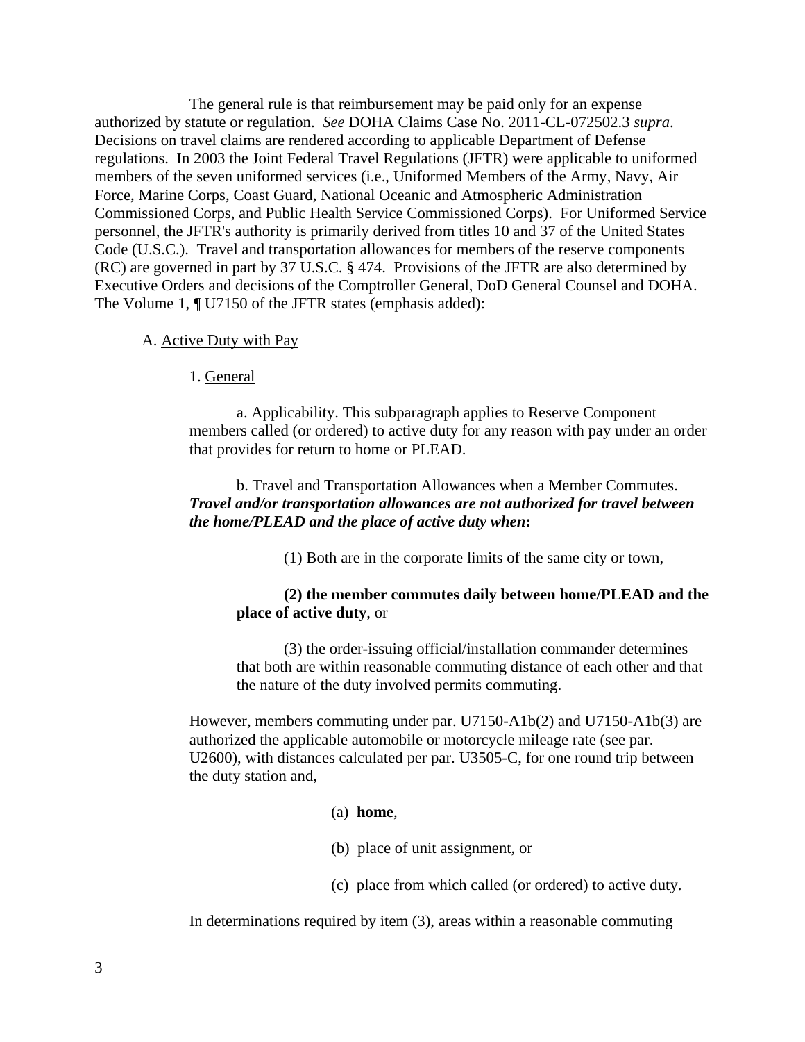The general rule is that reimbursement may be paid only for an expense authorized by statute or regulation. *See* DOHA Claims Case No. 2011-CL-072502.3 *supra*. Decisions on travel claims are rendered according to applicable Department of Defense regulations. In 2003 the Joint Federal Travel Regulations (JFTR) were applicable to uniformed members of the seven uniformed services (i.e., Uniformed Members of the Army, Navy, Air Force, Marine Corps, Coast Guard, National Oceanic and Atmospheric Administration Commissioned Corps, and Public Health Service Commissioned Corps). For Uniformed Service personnel, the JFTR's authority is primarily derived from titles 10 and 37 of the United States Code (U.S.C.). Travel and transportation allowances for members of the reserve components (RC) are governed in part by 37 U.S.C. § 474. Provisions of the JFTR are also determined by Executive Orders and decisions of the Comptroller General, DoD General Counsel and DOHA. The Volume 1, ¶ U7150 of the JFTR states (emphasis added):

A. Active Duty with Pay

1. General

a. Applicability. This subparagraph applies to Reserve Component members called (or ordered) to active duty for any reason with pay under an order that provides for return to home or PLEAD.

b. Travel and Transportation Allowances when a Member Commutes. ***Travel and/or transportation allowances are not authorized for travel between the home/PLEAD and the place of active duty when*:**

(1) Both are in the corporate limits of the same city or town,

**(2) the member commutes daily between home/PLEAD and the place of active duty**, or

(3) the order-issuing official/installation commander determines that both are within reasonable commuting distance of each other and that the nature of the duty involved permits commuting.

However, members commuting under par. U7150-A1b(2) and U7150-A1b(3) are authorized the applicable automobile or motorcycle mileage rate (see par. U2600), with distances calculated per par. U3505-C, for one round trip between the duty station and,

(a) **home**,

(b) place of unit assignment, or

(c) place from which called (or ordered) to active duty.

In determinations required by item (3), areas within a reasonable commuting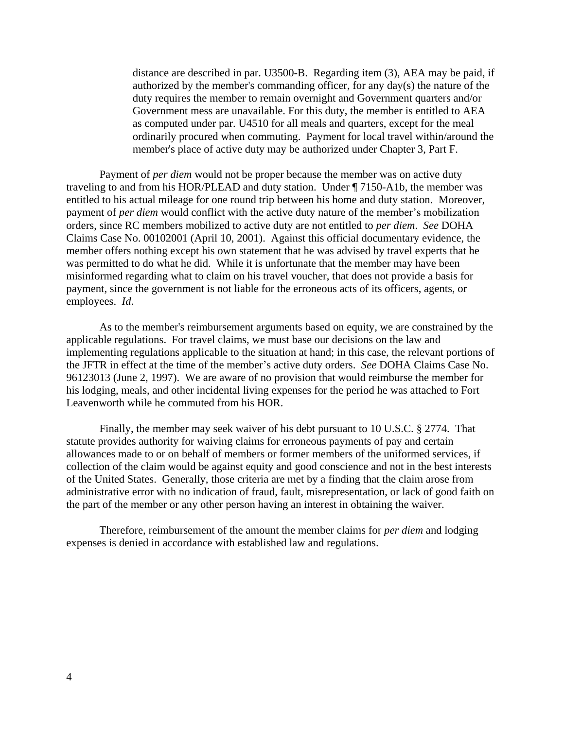> distance are described in par. U3500-B. Regarding item (3), AEA may be paid, if authorized by the member's commanding officer, for any day(s) the nature of the duty requires the member to remain overnight and Government quarters and/or Government mess are unavailable. For this duty, the member is entitled to AEA as computed under par. U4510 for all meals and quarters, except for the meal ordinarily procured when commuting. Payment for local travel within/around the member's place of active duty may be authorized under Chapter 3, Part F.

Payment of *per diem* would not be proper because the member was on active duty traveling to and from his HOR/PLEAD and duty station. Under ¶ 7150-A1b, the member was entitled to his actual mileage for one round trip between his home and duty station. Moreover, payment of *per diem* would conflict with the active duty nature of the member's mobilization orders, since RC members mobilized to active duty are not entitled to *per diem*. *See* DOHA Claims Case No. 00102001 (April 10, 2001). Against this official documentary evidence, the member offers nothing except his own statement that he was advised by travel experts that he was permitted to do what he did. While it is unfortunate that the member may have been misinformed regarding what to claim on his travel voucher, that does not provide a basis for payment, since the government is not liable for the erroneous acts of its officers, agents, or employees. *Id.*

As to the member's reimbursement arguments based on equity, we are constrained by the applicable regulations. For travel claims, we must base our decisions on the law and implementing regulations applicable to the situation at hand; in this case, the relevant portions of the JFTR in effect at the time of the member's active duty orders. *See* DOHA Claims Case No. 96123013 (June 2, 1997). We are aware of no provision that would reimburse the member for his lodging, meals, and other incidental living expenses for the period he was attached to Fort Leavenworth while he commuted from his HOR.

Finally, the member may seek waiver of his debt pursuant to 10 U.S.C. § 2774. That statute provides authority for waiving claims for erroneous payments of pay and certain allowances made to or on behalf of members or former members of the uniformed services, if collection of the claim would be against equity and good conscience and not in the best interests of the United States. Generally, those criteria are met by a finding that the claim arose from administrative error with no indication of fraud, fault, misrepresentation, or lack of good faith on the part of the member or any other person having an interest in obtaining the waiver.

Therefore, reimbursement of the amount the member claims for *per diem* and lodging expenses is denied in accordance with established law and regulations.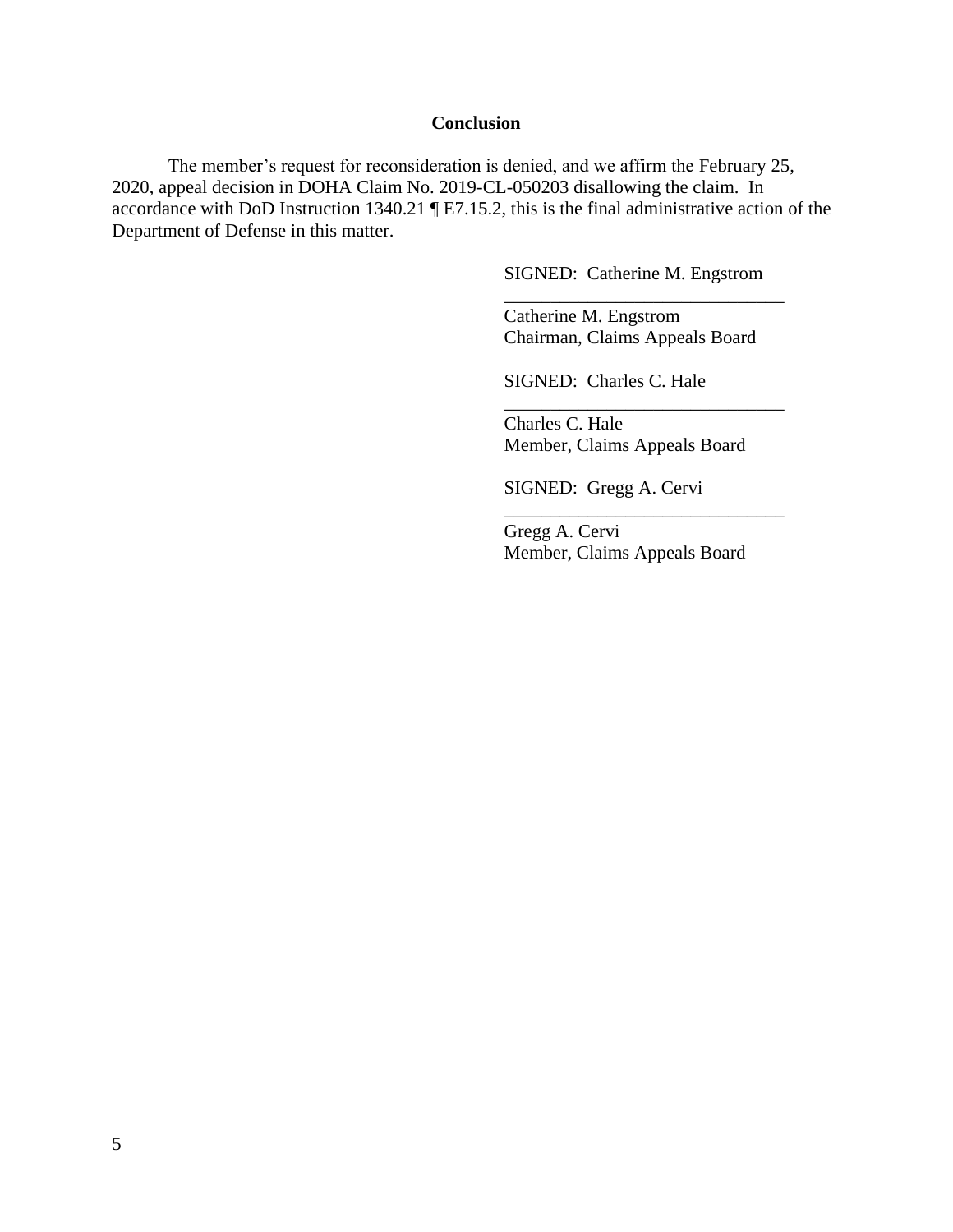**Conclusion**

The member's request for reconsideration is denied, and we affirm the February 25, 2020, appeal decision in DOHA Claim No. 2019-CL-050203 disallowing the claim. In accordance with DoD Instruction 1340.21 ¶ E7.15.2, this is the final administrative action of the Department of Defense in this matter.

SIGNED: Catherine M. Engstrom

______________________________

Catherine M. Engstrom
Chairman, Claims Appeals Board

SIGNED: Charles C. Hale

______________________________

Charles C. Hale
Member, Claims Appeals Board

SIGNED: Gregg A. Cervi

______________________________

Gregg A. Cervi
Member, Claims Appeals Board